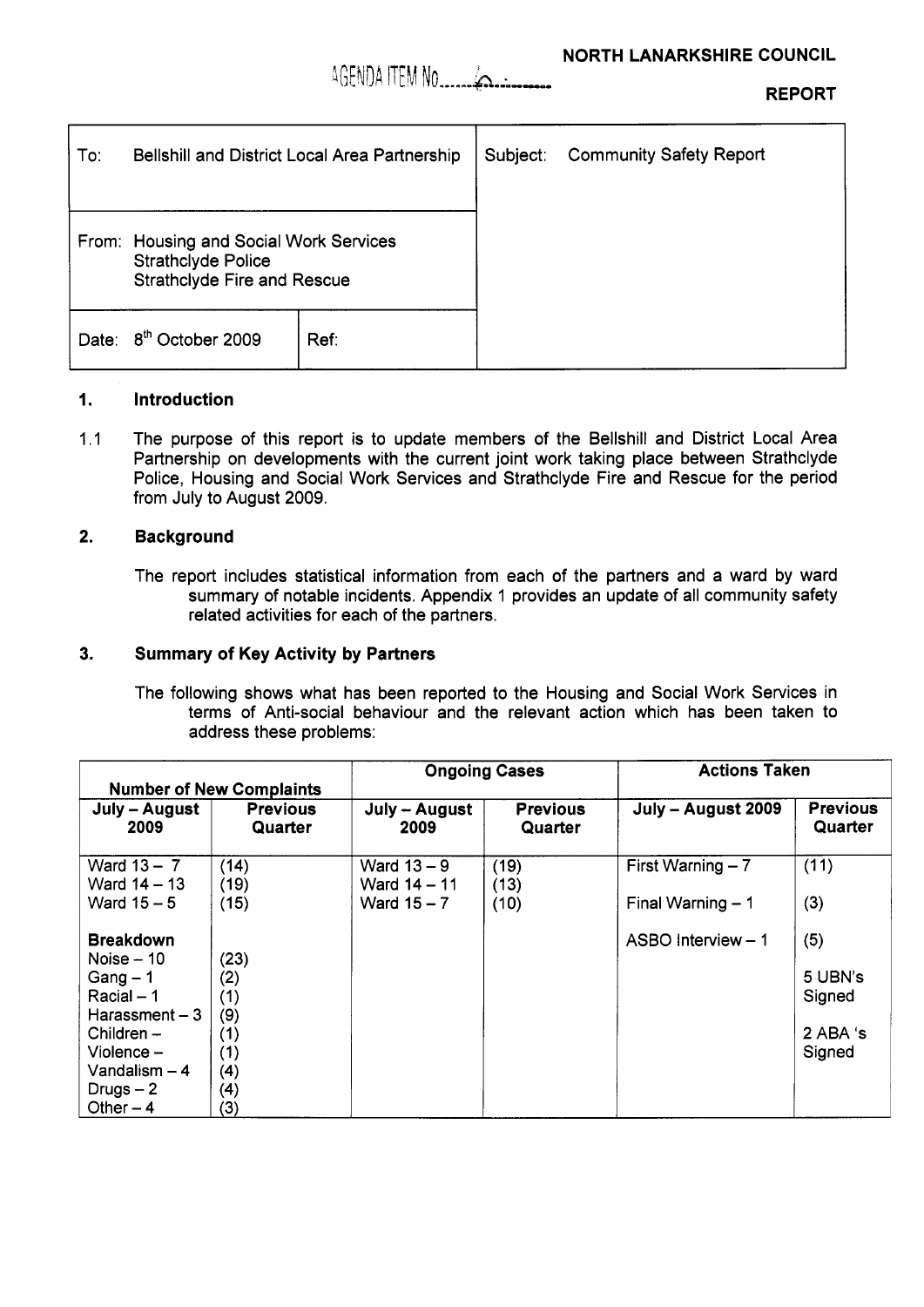AGENDA ITEM No......

**NORTH LANARKSHIRE COUNCIL**

**REPORT**

| To: Bellshill and District Local Area Partnership | | Subject: Community Safety Report |
|---|---|---|
| From: Housing and Social Work Services<br>Strathclyde Police<br>Strathclyde Fire and Rescue | | |
| Date: 8th October 2009 | Ref: | |

## 1. Introduction

1.1 The purpose of this report is to update members of the Bellshill and District Local Area Partnership on developments with the current joint work taking place between Strathclyde Police, Housing and Social Work Services and Strathclyde Fire and Rescue for the period from July to August 2009.

## 2. Background

The report includes statistical information from each of the partners and a ward by ward summary of notable incidents. Appendix 1 provides an update of all community safety related activities for each of the partners.

## 3. Summary of Key Activity by Partners

The following shows what has been reported to the Housing and Social Work Services in terms of Anti-social behaviour and the relevant action which has been taken to address these problems:

| Number of New Complaints | | Ongoing Cases | | Actions Taken | |
|---|---|---|---|---|---|
| **July – August 2009** | **Previous Quarter** | **July – August 2009** | **Previous Quarter** | **July – August 2009** | **Previous Quarter** |
| Ward 13 – 7 | (14) | Ward 13 – 9 | (19) | First Warning – 7 | (11) |
| Ward 14 – 13 | (19) | Ward 14 – 11 | (13) | | |
| Ward 15 – 5 | (15) | Ward 15 – 7 | (10) | Final Warning – 1 | (3) |
| **Breakdown** | | | | ASBO Interview – 1 | (5) |
| Noise – 10 | (23) | | | | 5 UBN's Signed |
| Gang – 1 | (2) | | | | |
| Racial – 1 | (1) | | | | |
| Harassment – 3 | (9) | | | | 2 ABA 's Signed |
| Children – | (1) | | | | |
| Violence – | (1) | | | | |
| Vandalism – 4 | (4) | | | | |
| Drugs – 2 | (4) | | | | |
| Other – 4 | (3) | | | | |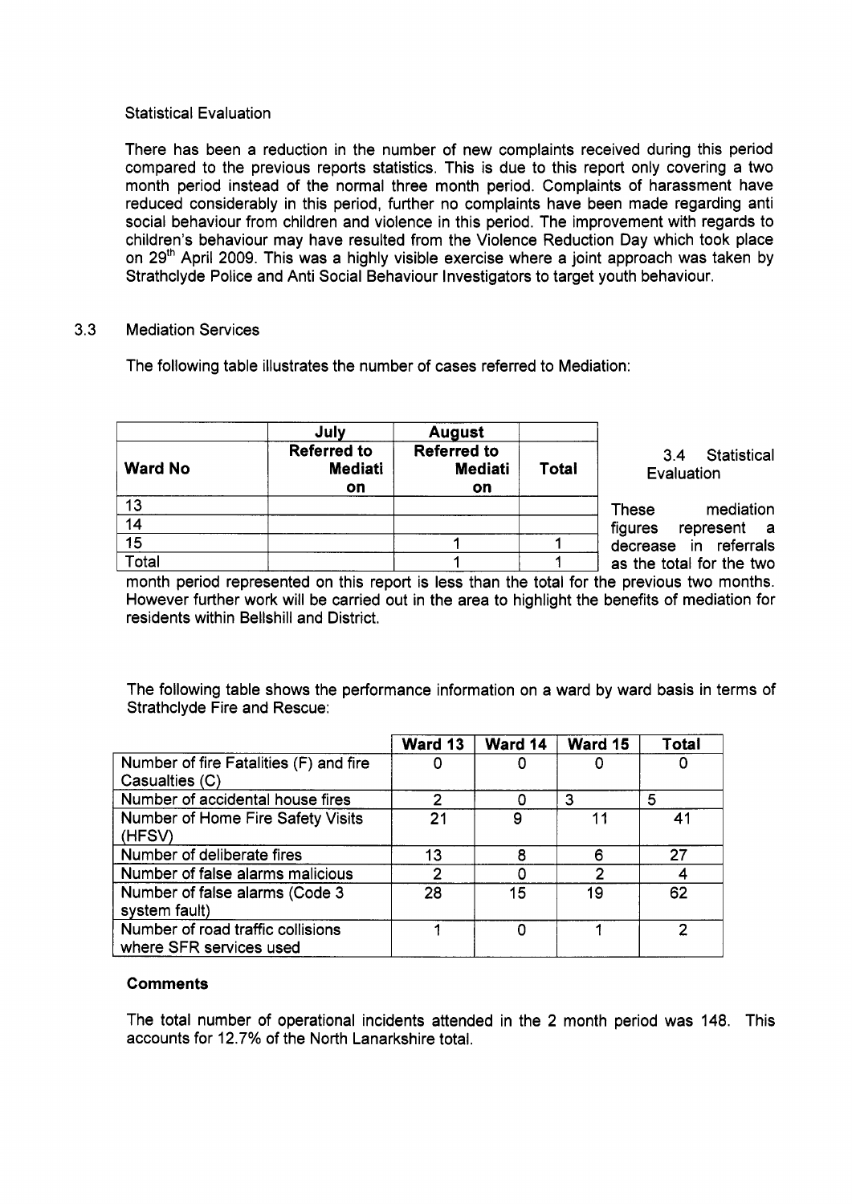Statistical Evaluation

There has been a reduction in the number of new complaints received during this period compared to the previous reports statistics. This is due to this report only covering a two month period instead of the normal three month period. Complaints of harassment have reduced considerably in this period, further no complaints have been made regarding anti social behaviour from children and violence in this period. The improvement with regards to children's behaviour may have resulted from the Violence Reduction Day which took place on 29th April 2009. This was a highly visible exercise where a joint approach was taken by Strathclyde Police and Anti Social Behaviour Investigators to target youth behaviour.

## 3.3 Mediation Services

The following table illustrates the number of cases referred to Mediation:

| | July | August | |
|---|---|---|---|
| **Ward No** | **Referred to Mediation** | **Referred to Mediation** | **Total** |
| 13 | | | |
| 14 | | | |
| 15 | | 1 | 1 |
| Total | | 1 | 1 |

## 3.4 Statistical Evaluation

These mediation figures represent a decrease in referrals as the total for the two month period represented on this report is less than the total for the previous two months. However further work will be carried out in the area to highlight the benefits of mediation for residents within Bellshill and District.

The following table shows the performance information on a ward by ward basis in terms of Strathclyde Fire and Rescue:

| | Ward 13 | Ward 14 | Ward 15 | Total |
|---|---|---|---|---|
| Number of fire Fatalities (F) and fire Casualties (C) | 0 | 0 | 0 | 0 |
| Number of accidental house fires | 2 | 0 | 3 | 5 |
| Number of Home Fire Safety Visits (HFSV) | 21 | 9 | 11 | 41 |
| Number of deliberate fires | 13 | 8 | 6 | 27 |
| Number of false alarms malicious | 2 | 0 | 2 | 4 |
| Number of false alarms (Code 3 system fault) | 28 | 15 | 19 | 62 |
| Number of road traffic collisions where SFR services used | 1 | 0 | 1 | 2 |

**Comments**

The total number of operational incidents attended in the 2 month period was 148. This accounts for 12.7% of the North Lanarkshire total.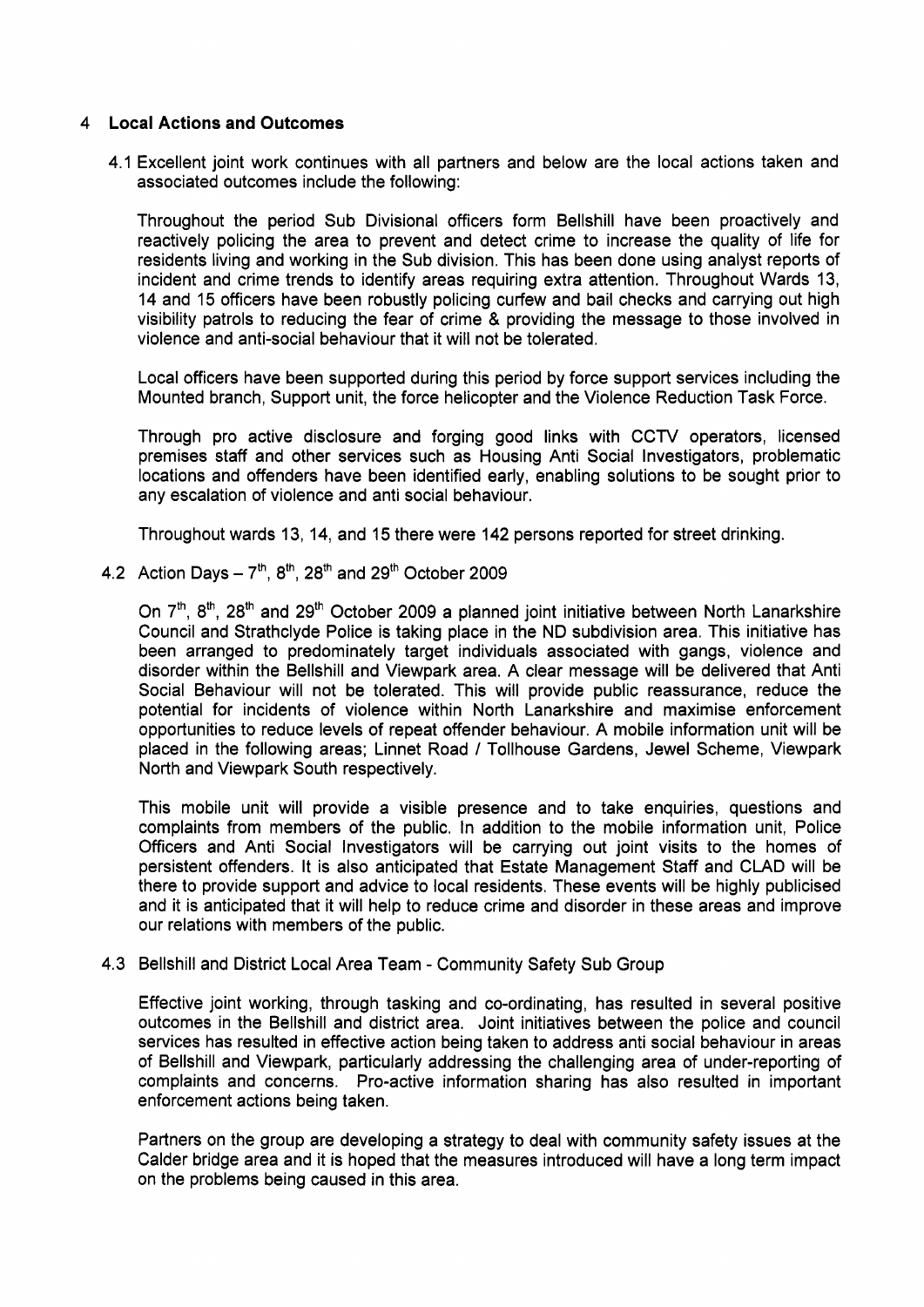## 4 Local Actions and Outcomes

4.1 Excellent joint work continues with all partners and below are the local actions taken and associated outcomes include the following:

Throughout the period Sub Divisional officers form Bellshill have been proactively and reactively policing the area to prevent and detect crime to increase the quality of life for residents living and working in the Sub division. This has been done using analyst reports of incident and crime trends to identify areas requiring extra attention. Throughout Wards 13, 14 and 15 officers have been robustly policing curfew and bail checks and carrying out high visibility patrols to reducing the fear of crime & providing the message to those involved in violence and anti-social behaviour that it will not be tolerated.

Local officers have been supported during this period by force support services including the Mounted branch, Support unit, the force helicopter and the Violence Reduction Task Force.

Through pro active disclosure and forging good links with CCTV operators, licensed premises staff and other services such as Housing Anti Social Investigators, problematic locations and offenders have been identified early, enabling solutions to be sought prior to any escalation of violence and anti social behaviour.

Throughout wards 13, 14, and 15 there were 142 persons reported for street drinking.

4.2 Action Days – 7th, 8th, 28th and 29th October 2009

On 7th, 8th, 28th and 29th October 2009 a planned joint initiative between North Lanarkshire Council and Strathclyde Police is taking place in the ND subdivision area. This initiative has been arranged to predominately target individuals associated with gangs, violence and disorder within the Bellshill and Viewpark area. A clear message will be delivered that Anti Social Behaviour will not be tolerated. This will provide public reassurance, reduce the potential for incidents of violence within North Lanarkshire and maximise enforcement opportunities to reduce levels of repeat offender behaviour. A mobile information unit will be placed in the following areas; Linnet Road / Tollhouse Gardens, Jewel Scheme, Viewpark North and Viewpark South respectively.

This mobile unit will provide a visible presence and to take enquiries, questions and complaints from members of the public. In addition to the mobile information unit, Police Officers and Anti Social Investigators will be carrying out joint visits to the homes of persistent offenders. It is also anticipated that Estate Management Staff and CLAD will be there to provide support and advice to local residents. These events will be highly publicised and it is anticipated that it will help to reduce crime and disorder in these areas and improve our relations with members of the public.

4.3 Bellshill and District Local Area Team - Community Safety Sub Group

Effective joint working, through tasking and co-ordinating, has resulted in several positive outcomes in the Bellshill and district area. Joint initiatives between the police and council services has resulted in effective action being taken to address anti social behaviour in areas of Bellshill and Viewpark, particularly addressing the challenging area of under-reporting of complaints and concerns. Pro-active information sharing has also resulted in important enforcement actions being taken.

Partners on the group are developing a strategy to deal with community safety issues at the Calder bridge area and it is hoped that the measures introduced will have a long term impact on the problems being caused in this area.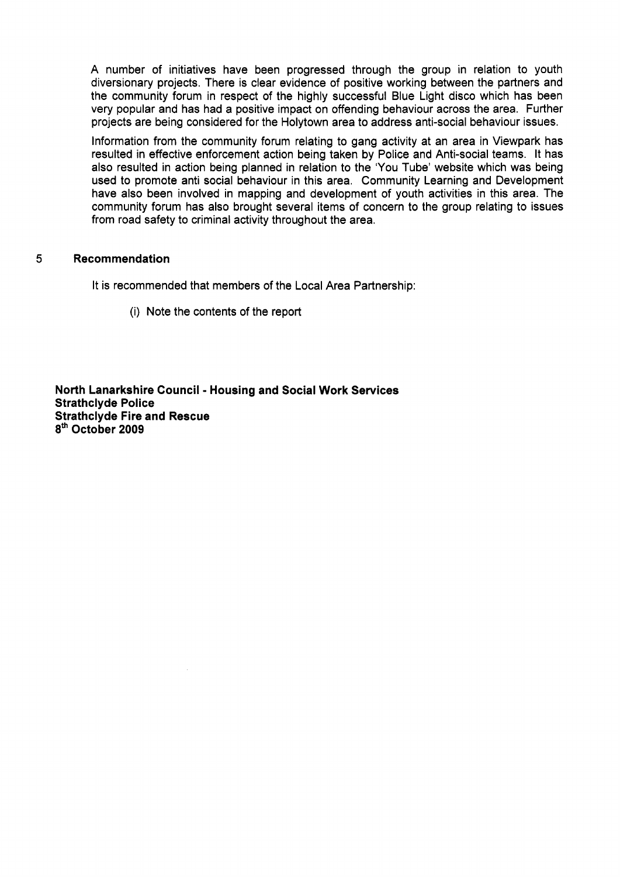A number of initiatives have been progressed through the group in relation to youth diversionary projects. There is clear evidence of positive working between the partners and the community forum in respect of the highly successful Blue Light disco which has been very popular and has had a positive impact on offending behaviour across the area. Further projects are being considered for the Holytown area to address anti-social behaviour issues.

Information from the community forum relating to gang activity at an area in Viewpark has resulted in effective enforcement action being taken by Police and Anti-social teams. It has also resulted in action being planned in relation to the 'You Tube' website which was being used to promote anti social behaviour in this area. Community Learning and Development have also been involved in mapping and development of youth activities in this area. The community forum has also brought several items of concern to the group relating to issues from road safety to criminal activity throughout the area.

## 5 Recommendation

It is recommended that members of the Local Area Partnership:

(i) Note the contents of the report

**North Lanarkshire Council - Housing and Social Work Services**
**Strathclyde Police**
**Strathclyde Fire and Rescue**
**8th October 2009**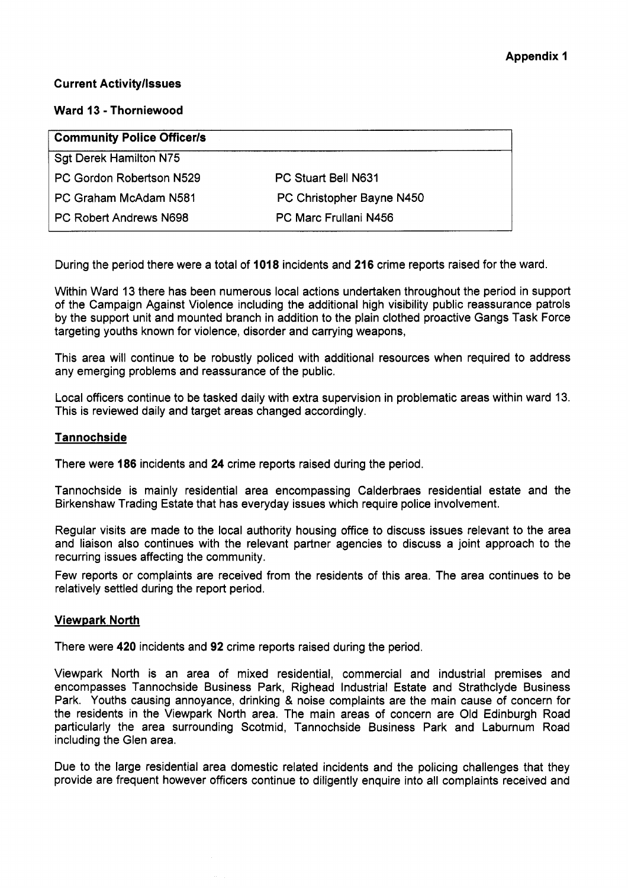**Appendix 1**

**Current Activity/Issues**

**Ward 13 - Thorniewood**

| Community Police Officer/s | |
|---|---|
| Sgt Derek Hamilton N75 | |
| PC Gordon Robertson N529 | PC Stuart Bell N631 |
| PC Graham McAdam N581 | PC Christopher Bayne N450 |
| PC Robert Andrews N698 | PC Marc Frullani N456 |

During the period there were a total of **1018** incidents and **216** crime reports raised for the ward.

Within Ward 13 there has been numerous local actions undertaken throughout the period in support of the Campaign Against Violence including the additional high visibility public reassurance patrols by the support unit and mounted branch in addition to the plain clothed proactive Gangs Task Force targeting youths known for violence, disorder and carrying weapons,

This area will continue to be robustly policed with additional resources when required to address any emerging problems and reassurance of the public.

Local officers continue to be tasked daily with extra supervision in problematic areas within ward 13. This is reviewed daily and target areas changed accordingly.

**Tannochside**

There were **186** incidents and **24** crime reports raised during the period.

Tannochside is mainly residential area encompassing Calderbraes residential estate and the Birkenshaw Trading Estate that has everyday issues which require police involvement.

Regular visits are made to the local authority housing office to discuss issues relevant to the area and liaison also continues with the relevant partner agencies to discuss a joint approach to the recurring issues affecting the community.

Few reports or complaints are received from the residents of this area. The area continues to be relatively settled during the report period.

**Viewpark North**

There were **420** incidents and **92** crime reports raised during the period.

Viewpark North is an area of mixed residential, commercial and industrial premises and encompasses Tannochside Business Park, Righead Industrial Estate and Strathclyde Business Park. Youths causing annoyance, drinking & noise complaints are the main cause of concern for the residents in the Viewpark North area. The main areas of concern are Old Edinburgh Road particularly the area surrounding Scotmid, Tannochside Business Park and Laburnum Road including the Glen area.

Due to the large residential area domestic related incidents and the policing challenges that they provide are frequent however officers continue to diligently enquire into all complaints received and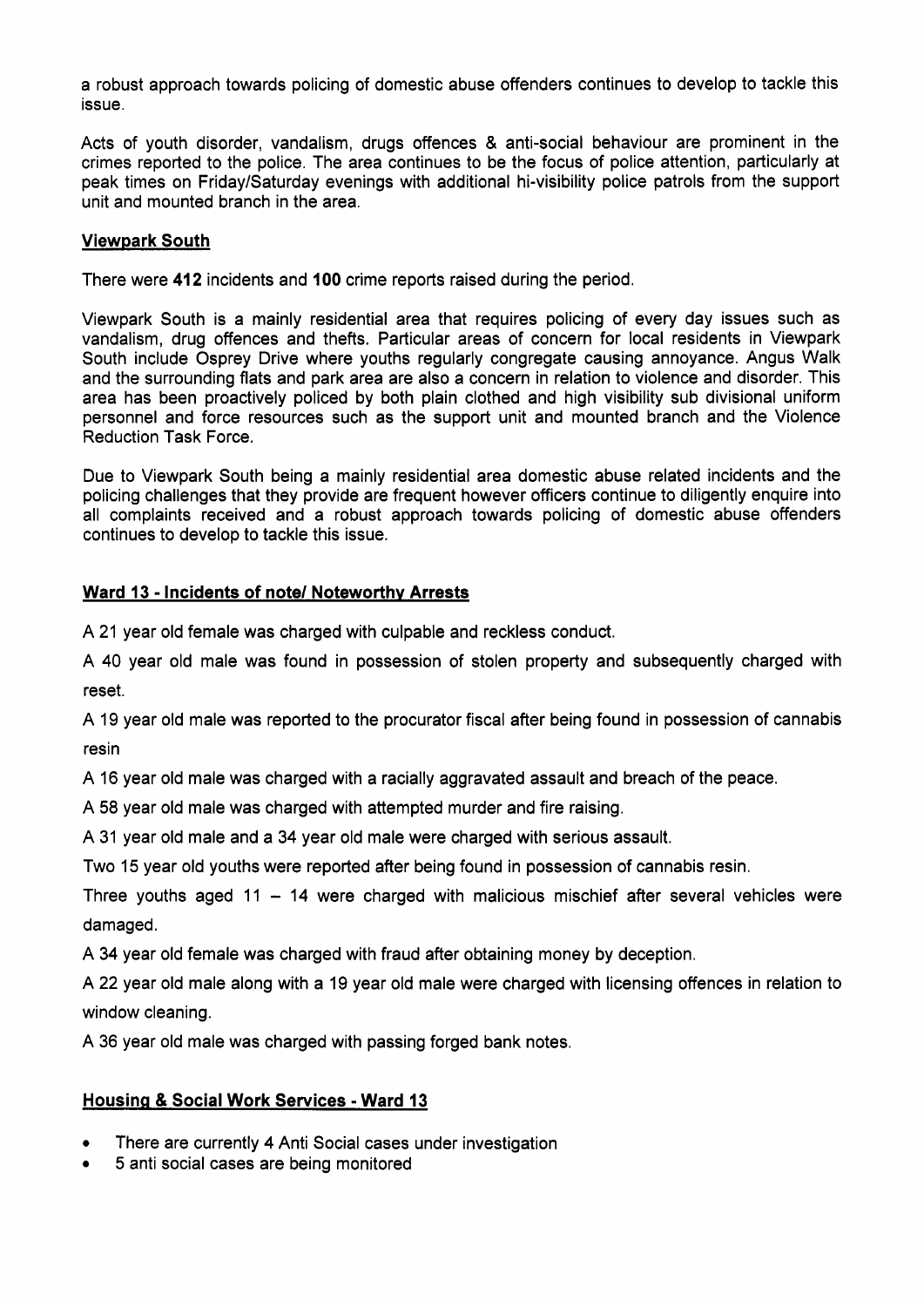a robust approach towards policing of domestic abuse offenders continues to develop to tackle this issue.

Acts of youth disorder, vandalism, drugs offences & anti-social behaviour are prominent in the crimes reported to the police. The area continues to be the focus of police attention, particularly at peak times on Friday/Saturday evenings with additional hi-visibility police patrols from the support unit and mounted branch in the area.

### Viewpark South

There were **412** incidents and **100** crime reports raised during the period.

Viewpark South is a mainly residential area that requires policing of every day issues such as vandalism, drug offences and thefts. Particular areas of concern for local residents in Viewpark South include Osprey Drive where youths regularly congregate causing annoyance. Angus Walk and the surrounding flats and park area are also a concern in relation to violence and disorder. This area has been proactively policed by both plain clothed and high visibility sub divisional uniform personnel and force resources such as the support unit and mounted branch and the Violence Reduction Task Force.

Due to Viewpark South being a mainly residential area domestic abuse related incidents and the policing challenges that they provide are frequent however officers continue to diligently enquire into all complaints received and a robust approach towards policing of domestic abuse offenders continues to develop to tackle this issue.

### Ward 13 - Incidents of note/ Noteworthy Arrests

A 21 year old female was charged with culpable and reckless conduct.

A 40 year old male was found in possession of stolen property and subsequently charged with reset.

A 19 year old male was reported to the procurator fiscal after being found in possession of cannabis resin

A 16 year old male was charged with a racially aggravated assault and breach of the peace.

A 58 year old male was charged with attempted murder and fire raising.

A 31 year old male and a 34 year old male were charged with serious assault.

Two 15 year old youths were reported after being found in possession of cannabis resin.

Three youths aged 11 – 14 were charged with malicious mischief after several vehicles were damaged.

A 34 year old female was charged with fraud after obtaining money by deception.

A 22 year old male along with a 19 year old male were charged with licensing offences in relation to window cleaning.

A 36 year old male was charged with passing forged bank notes.

### Housing & Social Work Services - Ward 13

- There are currently 4 Anti Social cases under investigation
- 5 anti social cases are being monitored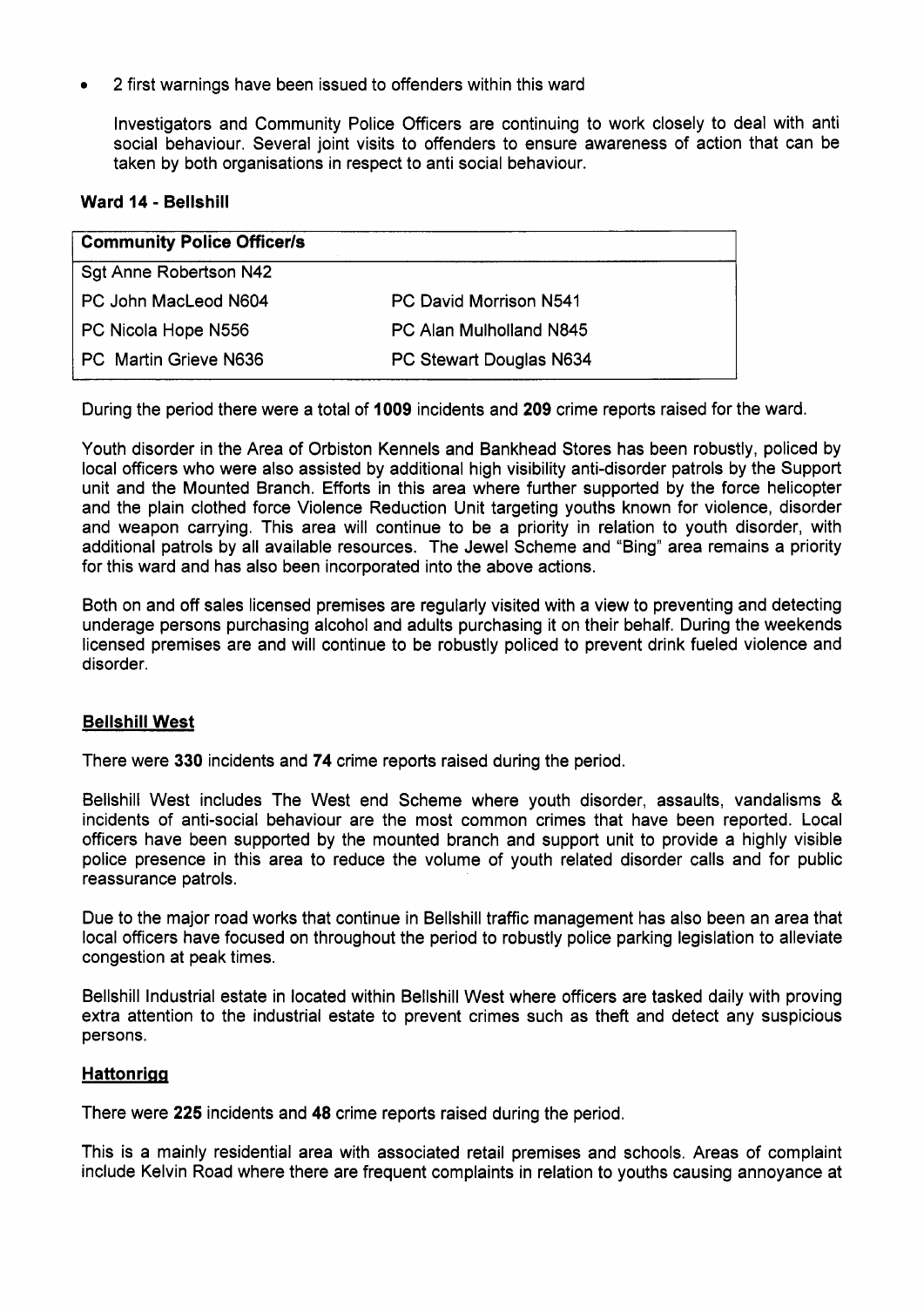- 2 first warnings have been issued to offenders within this ward

  Investigators and Community Police Officers are continuing to work closely to deal with anti social behaviour. Several joint visits to offenders to ensure awareness of action that can be taken by both organisations in respect to anti social behaviour.

**Ward 14 - Bellshill**

| Community Police Officer/s | |
|---|---|
| Sgt Anne Robertson N42 | |
| PC John MacLeod N604 | PC David Morrison N541 |
| PC Nicola Hope N556 | PC Alan Mulholland N845 |
| PC Martin Grieve N636 | PC Stewart Douglas N634 |

During the period there were a total of **1009** incidents and **209** crime reports raised for the ward.

Youth disorder in the Area of Orbiston Kennels and Bankhead Stores has been robustly, policed by local officers who were also assisted by additional high visibility anti-disorder patrols by the Support unit and the Mounted Branch. Efforts in this area where further supported by the force helicopter and the plain clothed force Violence Reduction Unit targeting youths known for violence, disorder and weapon carrying. This area will continue to be a priority in relation to youth disorder, with additional patrols by all available resources. The Jewel Scheme and "Bing" area remains a priority for this ward and has also been incorporated into the above actions.

Both on and off sales licensed premises are regularly visited with a view to preventing and detecting underage persons purchasing alcohol and adults purchasing it on their behalf. During the weekends licensed premises are and will continue to be robustly policed to prevent drink fueled violence and disorder.

**Bellshill West**

There were **330** incidents and **74** crime reports raised during the period.

Bellshill West includes The West end Scheme where youth disorder, assaults, vandalisms & incidents of anti-social behaviour are the most common crimes that have been reported. Local officers have been supported by the mounted branch and support unit to provide a highly visible police presence in this area to reduce the volume of youth related disorder calls and for public reassurance patrols.

Due to the major road works that continue in Bellshill traffic management has also been an area that local officers have focused on throughout the period to robustly police parking legislation to alleviate congestion at peak times.

Bellshill Industrial estate in located within Bellshill West where officers are tasked daily with proving extra attention to the industrial estate to prevent crimes such as theft and detect any suspicious persons.

**Hattonrigg**

There were **225** incidents and **48** crime reports raised during the period.

This is a mainly residential area with associated retail premises and schools. Areas of complaint include Kelvin Road where there are frequent complaints in relation to youths causing annoyance at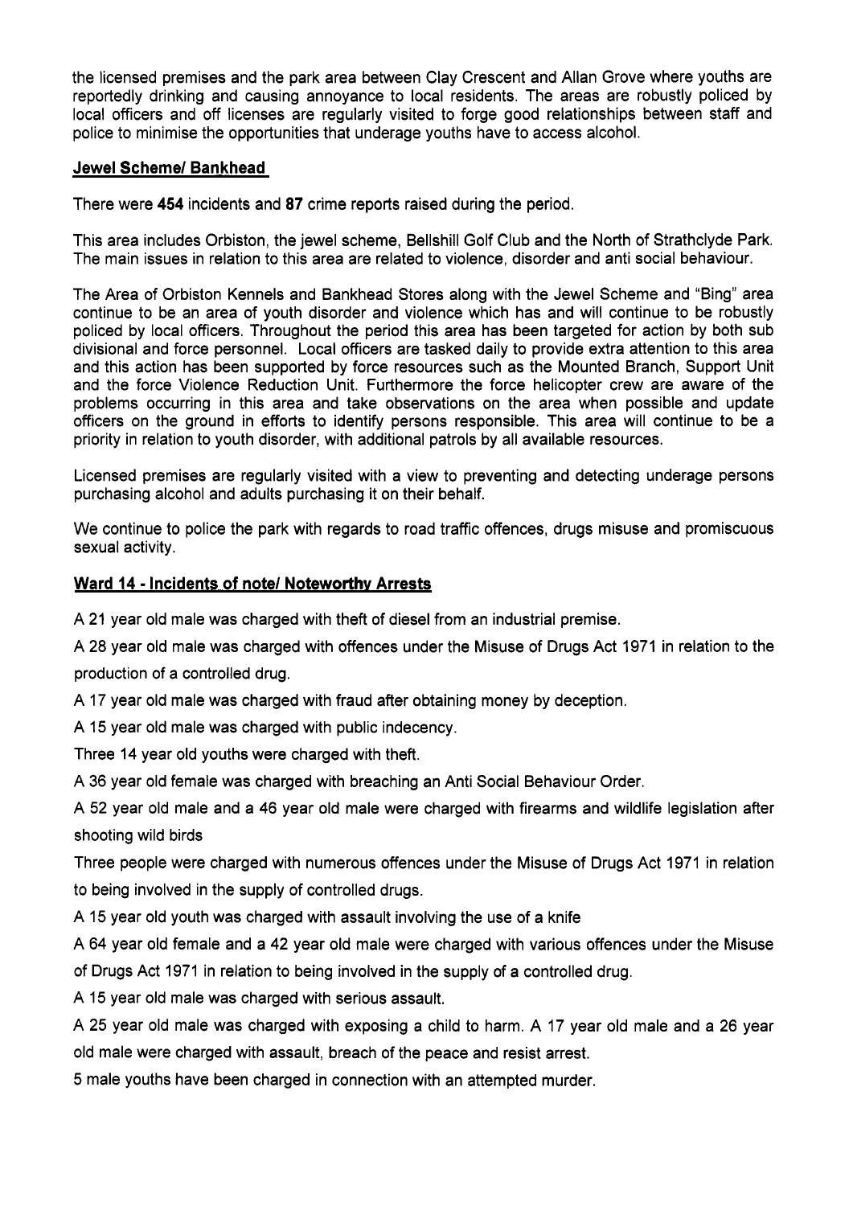the licensed premises and the park area between Clay Crescent and Allan Grove where youths are reportedly drinking and causing annoyance to local residents. The areas are robustly policed by local officers and off licenses are regularly visited to forge good relationships between staff and police to minimise the opportunities that underage youths have to access alcohol.

## Jewel Scheme/ Bankhead

There were **454** incidents and **87** crime reports raised during the period.

This area includes Orbiston, the jewel scheme, Bellshill Golf Club and the North of Strathclyde Park. The main issues in relation to this area are related to violence, disorder and anti social behaviour.

The Area of Orbiston Kennels and Bankhead Stores along with the Jewel Scheme and "Bing" area continue to be an area of youth disorder and violence which has and will continue to be robustly policed by local officers. Throughout the period this area has been targeted for action by both sub divisional and force personnel. Local officers are tasked daily to provide extra attention to this area and this action has been supported by force resources such as the Mounted Branch, Support Unit and the force Violence Reduction Unit. Furthermore the force helicopter crew are aware of the problems occurring in this area and take observations on the area when possible and update officers on the ground in efforts to identify persons responsible. This area will continue to be a priority in relation to youth disorder, with additional patrols by all available resources.

Licensed premises are regularly visited with a view to preventing and detecting underage persons purchasing alcohol and adults purchasing it on their behalf.

We continue to police the park with regards to road traffic offences, drugs misuse and promiscuous sexual activity.

## Ward 14 - Incidents of note/ Noteworthy Arrests

A 21 year old male was charged with theft of diesel from an industrial premise.

A 28 year old male was charged with offences under the Misuse of Drugs Act 1971 in relation to the production of a controlled drug.

A 17 year old male was charged with fraud after obtaining money by deception.

A 15 year old male was charged with public indecency.

Three 14 year old youths were charged with theft.

A 36 year old female was charged with breaching an Anti Social Behaviour Order.

A 52 year old male and a 46 year old male were charged with firearms and wildlife legislation after shooting wild birds

Three people were charged with numerous offences under the Misuse of Drugs Act 1971 in relation to being involved in the supply of controlled drugs.

A 15 year old youth was charged with assault involving the use of a knife

A 64 year old female and a 42 year old male were charged with various offences under the Misuse of Drugs Act 1971 in relation to being involved in the supply of a controlled drug.

A 15 year old male was charged with serious assault.

A 25 year old male was charged with exposing a child to harm. A 17 year old male and a 26 year old male were charged with assault, breach of the peace and resist arrest.

5 male youths have been charged in connection with an attempted murder.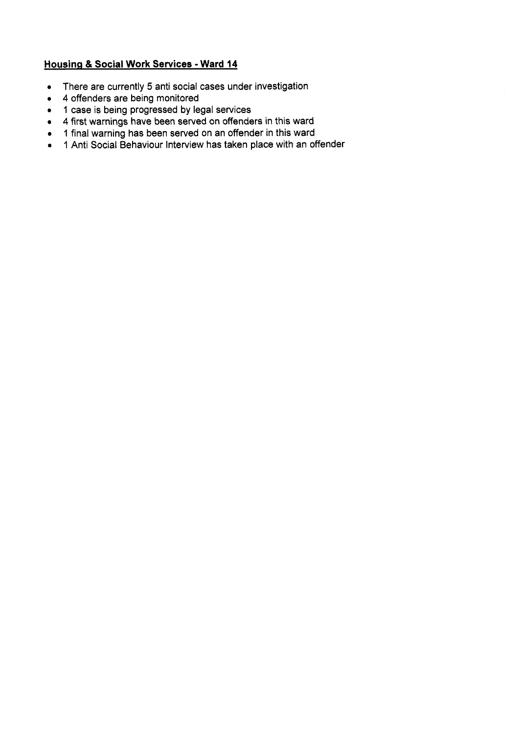## Housing & Social Work Services - Ward 14

- There are currently 5 anti social cases under investigation
- 4 offenders are being monitored
- 1 case is being progressed by legal services
- 4 first warnings have been served on offenders in this ward
- 1 final warning has been served on an offender in this ward
- 1 Anti Social Behaviour Interview has taken place with an offender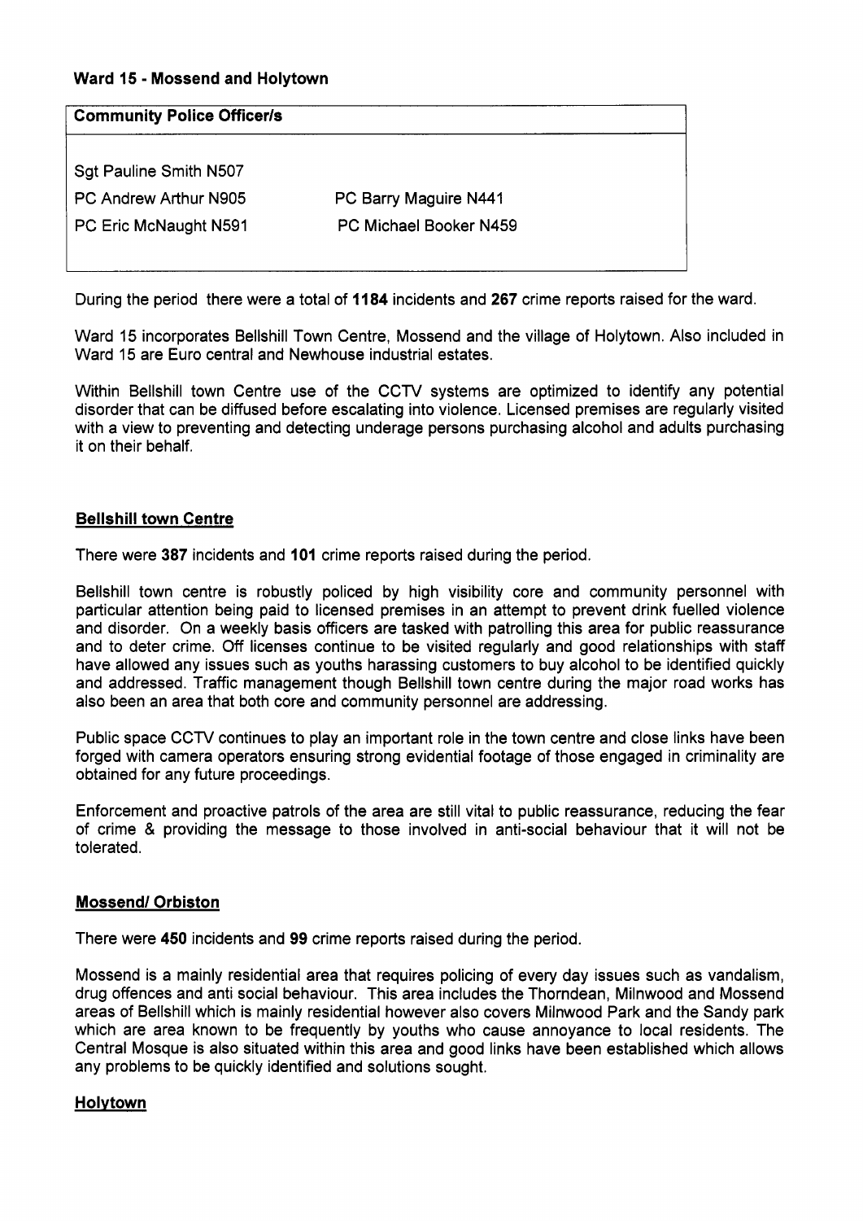**Ward 15 - Mossend and Holytown**

| Community Police Officer/s | |
|---|---|
| Sgt Pauline Smith N507 | |
| PC Andrew Arthur N905 | PC Barry Maguire N441 |
| PC Eric McNaught N591 | PC Michael Booker N459 |

During the period there were a total of **1184** incidents and **267** crime reports raised for the ward.

Ward 15 incorporates Bellshill Town Centre, Mossend and the village of Holytown. Also included in Ward 15 are Euro central and Newhouse industrial estates.

Within Bellshill town Centre use of the CCTV systems are optimized to identify any potential disorder that can be diffused before escalating into violence. Licensed premises are regularly visited with a view to preventing and detecting underage persons purchasing alcohol and adults purchasing it on their behalf.

**Bellshill town Centre**

There were **387** incidents and **101** crime reports raised during the period.

Bellshill town centre is robustly policed by high visibility core and community personnel with particular attention being paid to licensed premises in an attempt to prevent drink fuelled violence and disorder. On a weekly basis officers are tasked with patrolling this area for public reassurance and to deter crime. Off licenses continue to be visited regularly and good relationships with staff have allowed any issues such as youths harassing customers to buy alcohol to be identified quickly and addressed. Traffic management though Bellshill town centre during the major road works has also been an area that both core and community personnel are addressing.

Public space CCTV continues to play an important role in the town centre and close links have been forged with camera operators ensuring strong evidential footage of those engaged in criminality are obtained for any future proceedings.

Enforcement and proactive patrols of the area are still vital to public reassurance, reducing the fear of crime & providing the message to those involved in anti-social behaviour that it will not be tolerated.

**Mossend/ Orbiston**

There were **450** incidents and **99** crime reports raised during the period.

Mossend is a mainly residential area that requires policing of every day issues such as vandalism, drug offences and anti social behaviour. This area includes the Thorndean, Milnwood and Mossend areas of Bellshill which is mainly residential however also covers Milnwood Park and the Sandy park which are area known to be frequently by youths who cause annoyance to local residents. The Central Mosque is also situated within this area and good links have been established which allows any problems to be quickly identified and solutions sought.

**Holytown**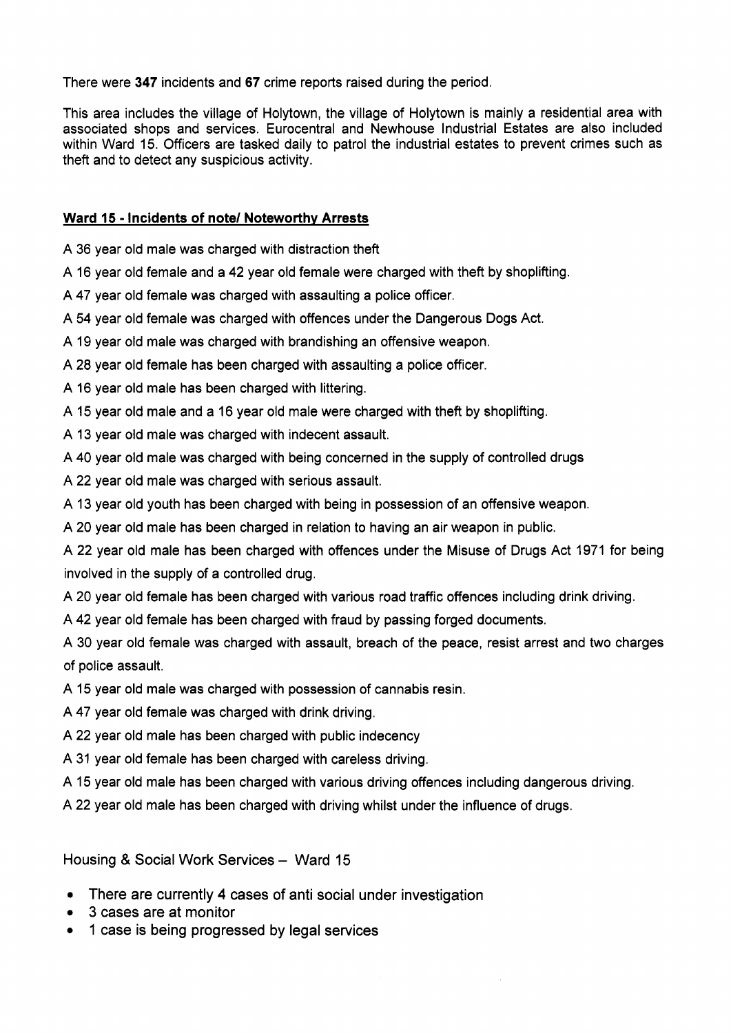There were **347** incidents and **67** crime reports raised during the period.

This area includes the village of Holytown, the village of Holytown is mainly a residential area with associated shops and services. Eurocentral and Newhouse Industrial Estates are also included within Ward 15. Officers are tasked daily to patrol the industrial estates to prevent crimes such as theft and to detect any suspicious activity.

## Ward 15 - Incidents of note/ Noteworthy Arrests

A 36 year old male was charged with distraction theft

A 16 year old female and a 42 year old female were charged with theft by shoplifting.

A 47 year old female was charged with assaulting a police officer.

A 54 year old female was charged with offences under the Dangerous Dogs Act.

A 19 year old male was charged with brandishing an offensive weapon.

A 28 year old female has been charged with assaulting a police officer.

A 16 year old male has been charged with littering.

A 15 year old male and a 16 year old male were charged with theft by shoplifting.

A 13 year old male was charged with indecent assault.

A 40 year old male was charged with being concerned in the supply of controlled drugs

A 22 year old male was charged with serious assault.

A 13 year old youth has been charged with being in possession of an offensive weapon.

A 20 year old male has been charged in relation to having an air weapon in public.

A 22 year old male has been charged with offences under the Misuse of Drugs Act 1971 for being involved in the supply of a controlled drug.

A 20 year old female has been charged with various road traffic offences including drink driving.

A 42 year old female has been charged with fraud by passing forged documents.

A 30 year old female was charged with assault, breach of the peace, resist arrest and two charges of police assault.

A 15 year old male was charged with possession of cannabis resin.

A 47 year old female was charged with drink driving.

A 22 year old male has been charged with public indecency

A 31 year old female has been charged with careless driving.

A 15 year old male has been charged with various driving offences including dangerous driving.

A 22 year old male has been charged with driving whilst under the influence of drugs.

Housing & Social Work Services – Ward 15

- There are currently 4 cases of anti social under investigation
- 3 cases are at monitor
- 1 case is being progressed by legal services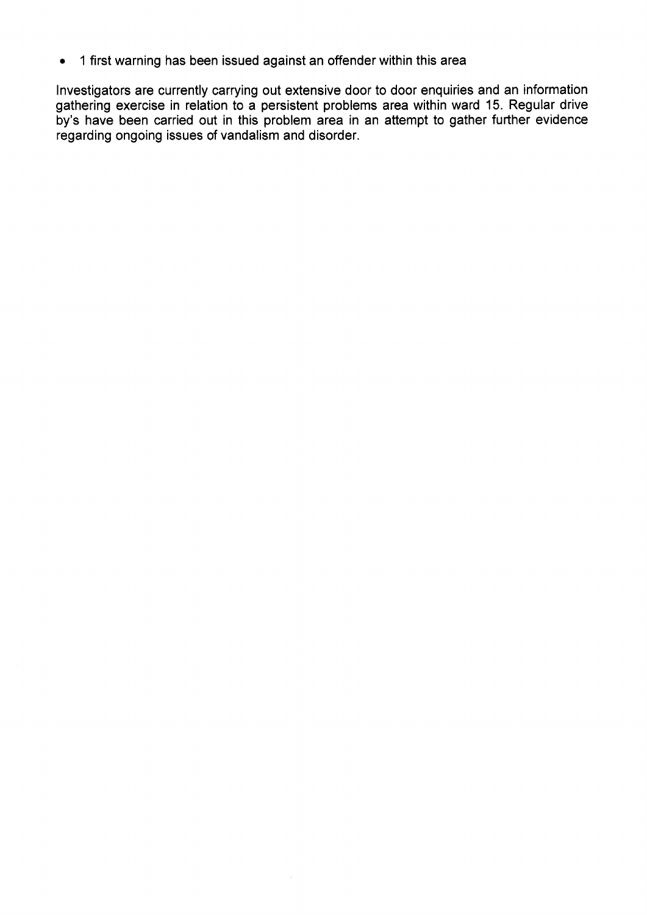- 1 first warning has been issued against an offender within this area

Investigators are currently carrying out extensive door to door enquiries and an information gathering exercise in relation to a persistent problems area within ward 15. Regular drive by's have been carried out in this problem area in an attempt to gather further evidence regarding ongoing issues of vandalism and disorder.